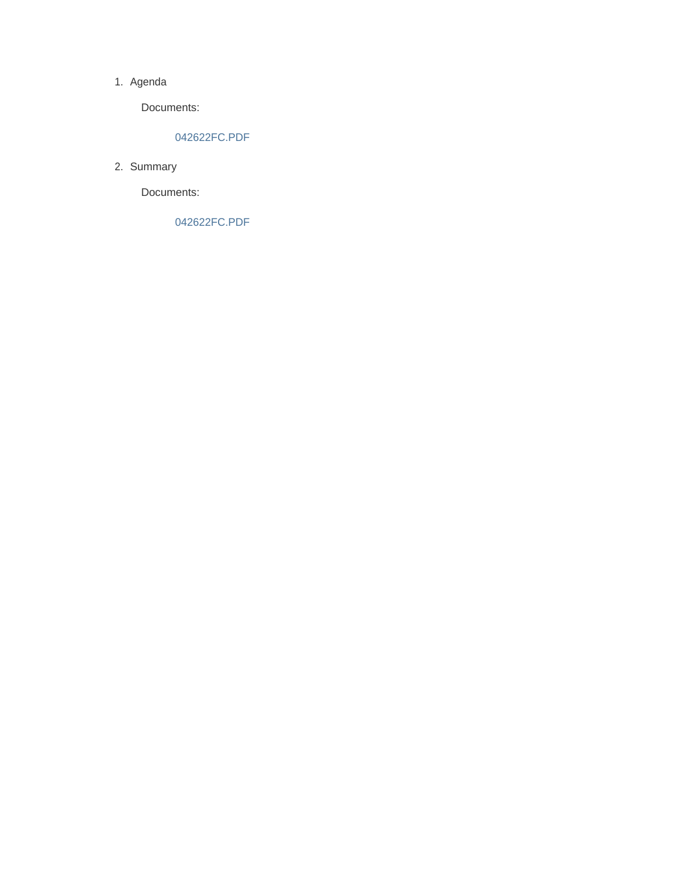1. Agenda

   Documents:

   042622FC.PDF

2. Summary

   Documents:

   042622FC.PDF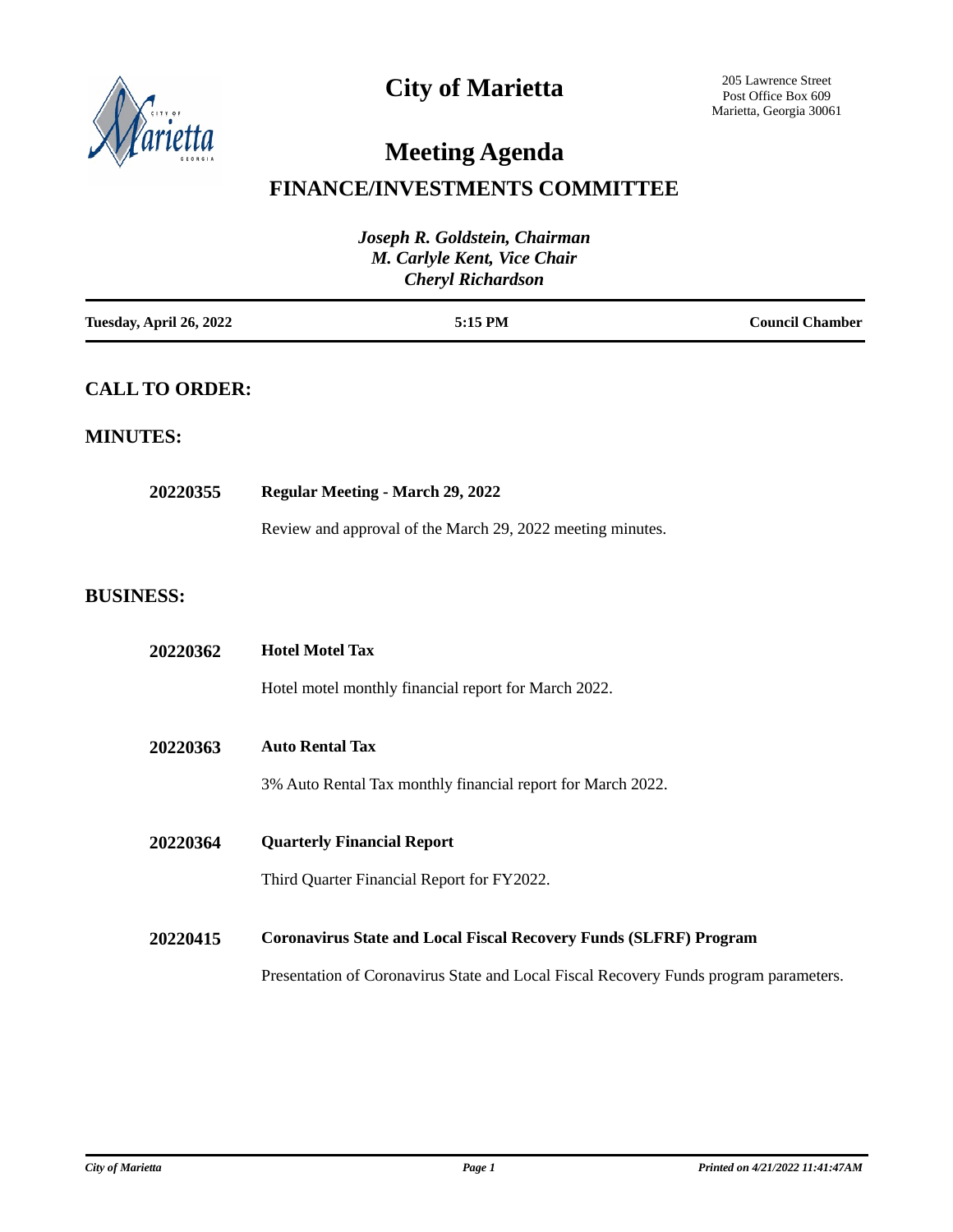# City of Marietta

205 Lawrence Street
Post Office Box 609
Marietta, Georgia 30061

# Meeting Agenda

## FINANCE/INVESTMENTS COMMITTEE

*Joseph R. Goldstein, Chairman*
*M. Carlyle Kent, Vice Chair*
*Cheryl Richardson*

| **Tuesday, April 26, 2022** | **5:15 PM** | **Council Chamber** |
|---|---|---|

## CALL TO ORDER:

## MINUTES:

**20220355** **Regular Meeting - March 29, 2022**

Review and approval of the March 29, 2022 meeting minutes.

## BUSINESS:

**20220362** **Hotel Motel Tax**

Hotel motel monthly financial report for March 2022.

**20220363** **Auto Rental Tax**

3% Auto Rental Tax monthly financial report for March 2022.

**20220364** **Quarterly Financial Report**

Third Quarter Financial Report for FY2022.

**20220415** **Coronavirus State and Local Fiscal Recovery Funds (SLFRF) Program**

Presentation of Coronavirus State and Local Fiscal Recovery Funds program parameters.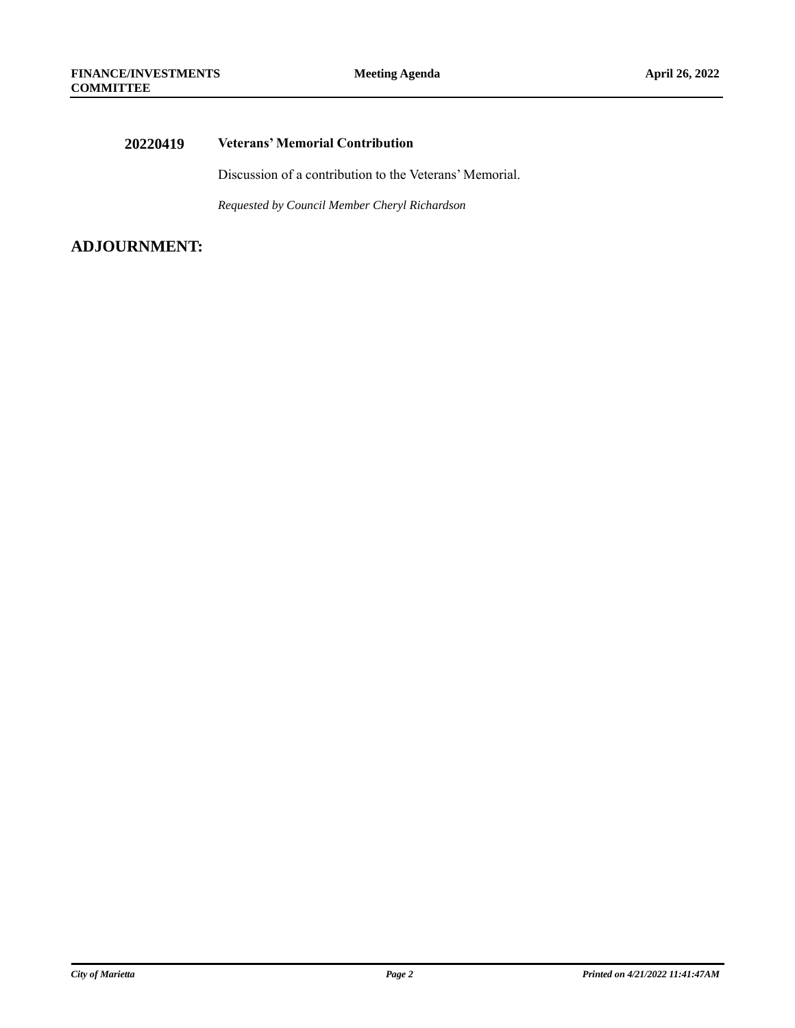**20220419** **Veterans' Memorial Contribution**

Discussion of a contribution to the Veterans' Memorial.

*Requested by Council Member Cheryl Richardson*

## ADJOURNMENT: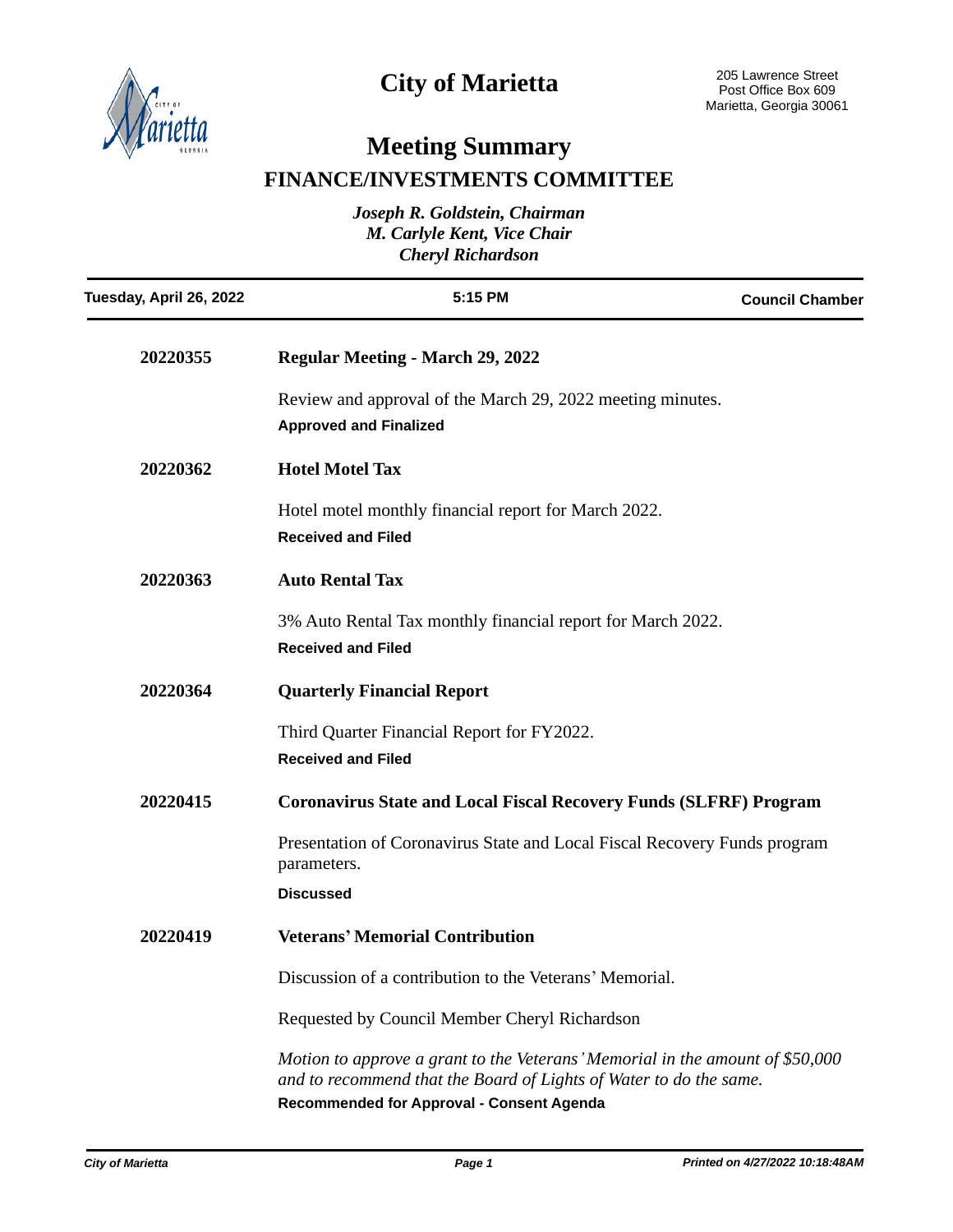# City of Marietta

205 Lawrence Street
Post Office Box 609
Marietta, Georgia 30061

## Meeting Summary

## FINANCE/INVESTMENTS COMMITTEE

*Joseph R. Goldstein, Chairman*
*M. Carlyle Kent, Vice Chair*
*Cheryl Richardson*

**Tuesday, April 26, 2022** | **5:15 PM** | **Council Chamber**

---

**20220355** **Regular Meeting - March 29, 2022**

Review and approval of the March 29, 2022 meeting minutes.

**Approved and Finalized**

**20220362** **Hotel Motel Tax**

Hotel motel monthly financial report for March 2022.

**Received and Filed**

**20220363** **Auto Rental Tax**

3% Auto Rental Tax monthly financial report for March 2022.

**Received and Filed**

**20220364** **Quarterly Financial Report**

Third Quarter Financial Report for FY2022.

**Received and Filed**

**20220415** **Coronavirus State and Local Fiscal Recovery Funds (SLFRF) Program**

Presentation of Coronavirus State and Local Fiscal Recovery Funds program parameters.

**Discussed**

**20220419** **Veterans' Memorial Contribution**

Discussion of a contribution to the Veterans' Memorial.

Requested by Council Member Cheryl Richardson

*Motion to approve a grant to the Veterans' Memorial in the amount of $50,000 and to recommend that the Board of Lights of Water to do the same.*

**Recommended for Approval - Consent Agenda**